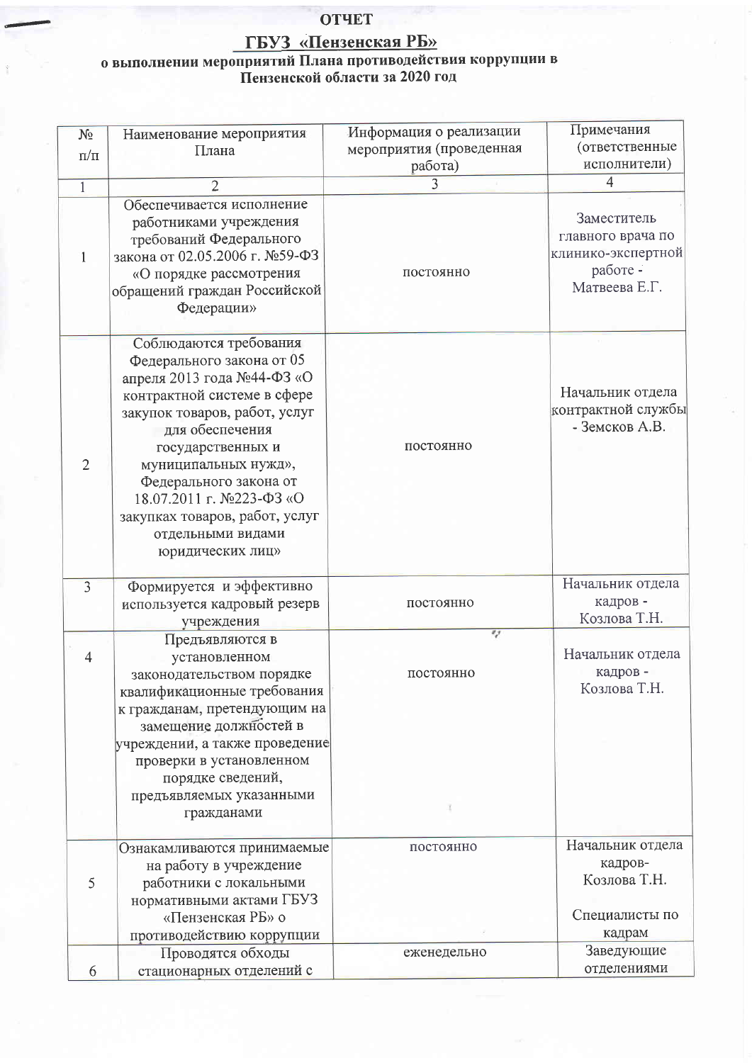# ОТЧЕТ

## ГБУЗ «Пензенская РБ»

### о выполнении мероприятий Плана противодействия коррупции в Пензенской области за 2020 год

| № п/п | Наименование мероприятия Плана | Информация о реализации мероприятия (проведенная работа) | Примечания (ответственные исполнители) |
|---|---|---|---|
| 1 | 2 | 3 | 4 |
| 1 | Обеспечивается исполнение работниками учреждения требований Федерального закона от 02.05.2006 г. №59-ФЗ «О порядке рассмотрения обращений граждан Российской Федерации» | постоянно | Заместитель главного врача по клинико-экспертной работе - Матвеева Е.Г. |
| 2 | Соблюдаются требования Федерального закона от 05 апреля 2013 года №44-ФЗ «О контрактной системе в сфере закупок товаров, работ, услуг для обеспечения государственных и муниципальных нужд», Федерального закона от 18.07.2011 г. №223-ФЗ «О закупках товаров, работ, услуг отдельными видами юридических лиц» | постоянно | Начальник отдела контрактной службы - Земсков А.В. |
| 3 | Формируется и эффективно используется кадровый резерв учреждения | постоянно | Начальник отдела кадров - Козлова Т.Н. |
| 4 | Предъявляются в установленном законодательством порядке квалификационные требования к гражданам, претендующим на замещение должностей в учреждении, а также проведение проверки в установленном порядке сведений, предъявляемых указанными гражданами | постоянно | Начальник отдела кадров - Козлова Т.Н. |
| 5 | Ознакамливаются принимаемые на работу в учреждение работники с локальными нормативными актами ГБУЗ «Пензенская РБ» о противодействию коррупции | постоянно | Начальник отдела кадров- Козлова Т.Н. Специалисты по кадрам |
| 6 | Проводятся обходы стационарных отделений с | еженедельно | Заведующие отделениями |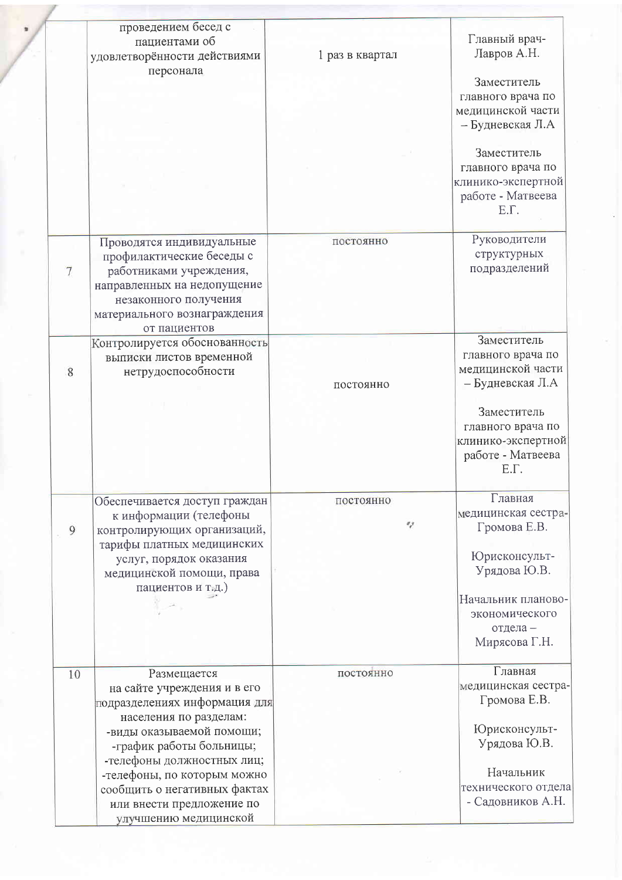| | | | |
|---|---|---|---|
| | проведением бесед с пациентами об удовлетворённости действиями персонала | 1 раз в квартал | Главный врач- Лавров А.Н.<br><br>Заместитель главного врача по медицинской части – Будневская Л.А<br><br>Заместитель главного врача по клинико-экспертной работе - Матвеева Е.Г. |
| 7 | Проводятся индивидуальные профилактические беседы с работниками учреждения, направленных на недопущение незаконного получения материального вознаграждения от пациентов | постоянно | Руководители структурных подразделений |
| 8 | Контролируется обоснованность выписки листов временной нетрудоспособности | постоянно | Заместитель главного врача по медицинской части – Будневская Л.А<br><br>Заместитель главного врача по клинико-экспертной работе - Матвеева Е.Г. |
| 9 | Обеспечивается доступ граждан к информации (телефоны контролирующих организаций, тарифы платных медицинских услуг, порядок оказания медицинской помощи, права пациентов и т.д.) | постоянно | Главная медицинская сестра- Громова Е.В.<br><br>Юрисконсульт- Урядова Ю.В.<br><br>Начальник планово-экономического отдела – Мирясова Г.Н. |
| 10 | Размещается на сайте учреждения и в его подразделениях информация для населения по разделам:<br>-виды оказываемой помощи;<br>-график работы больницы;<br>-телефоны должностных лиц;<br>-телефоны, по которым можно сообщить о негативных фактах или внести предложение по улучшению медицинской | постоянно | Главная медицинская сестра- Громова Е.В.<br><br>Юрисконсульт- Урядова Ю.В.<br><br>Начальник технического отдела - Садовников А.Н. |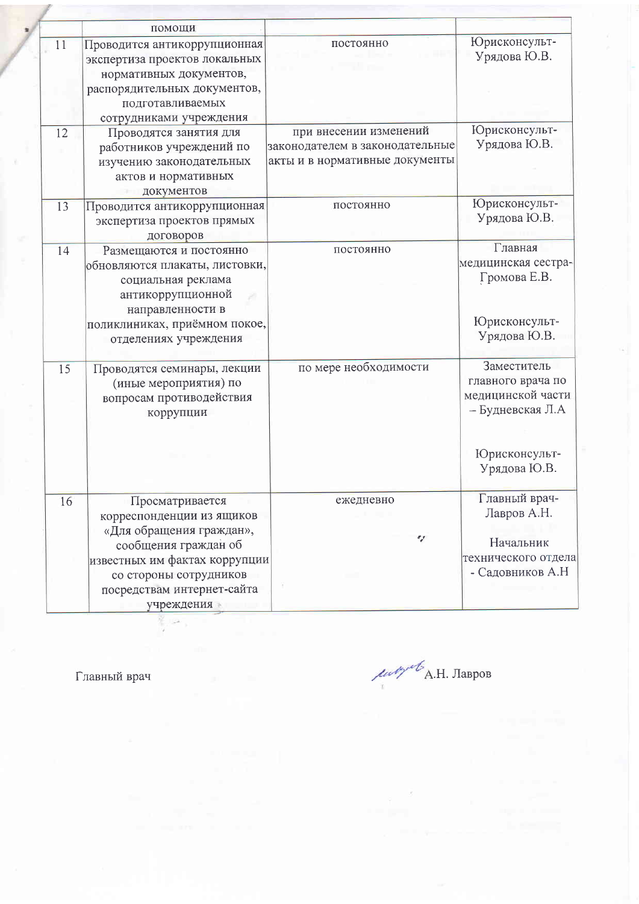| | | | |
|---|---|---|---|
| | помощи | | |
| 11 | Проводится антикоррупционная экспертиза проектов локальных нормативных документов, распорядительных документов, подготавливаемых сотрудниками учреждения | постоянно | Юрисконсульт-Урядова Ю.В. |
| 12 | Проводятся занятия для работников учреждений по изучению законодательных актов и нормативных документов | при внесении изменений законодателем в законодательные акты и в нормативные документы | Юрисконсульт-Урядова Ю.В. |
| 13 | Проводится антикоррупционная экспертиза проектов прямых договоров | постоянно | Юрисконсульт-Урядова Ю.В. |
| 14 | Размещаются и постоянно обновляются плакаты, листовки, социальная реклама антикоррупционной направленности в поликлиниках, приёмном покое, отделениях учреждения | постоянно | Главная медицинская сестра-Громова Е.В. Юрисконсульт-Урядова Ю.В. |
| 15 | Проводятся семинары, лекции (иные мероприятия) по вопросам противодействия коррупции | по мере необходимости | Заместитель главного врача по медицинской части – Будневская Л.А Юрисконсульт-Урядова Ю.В. |
| 16 | Просматривается корреспонденции из ящиков «Для обращения граждан», сообщения граждан об известных им фактах коррупции со стороны сотрудников посредствам интернет-сайта учреждения | ежедневно | Главный врач-Лавров А.Н. Начальник технического отдела - Садовников А.Н |

Главный врач А.Н. Лавров